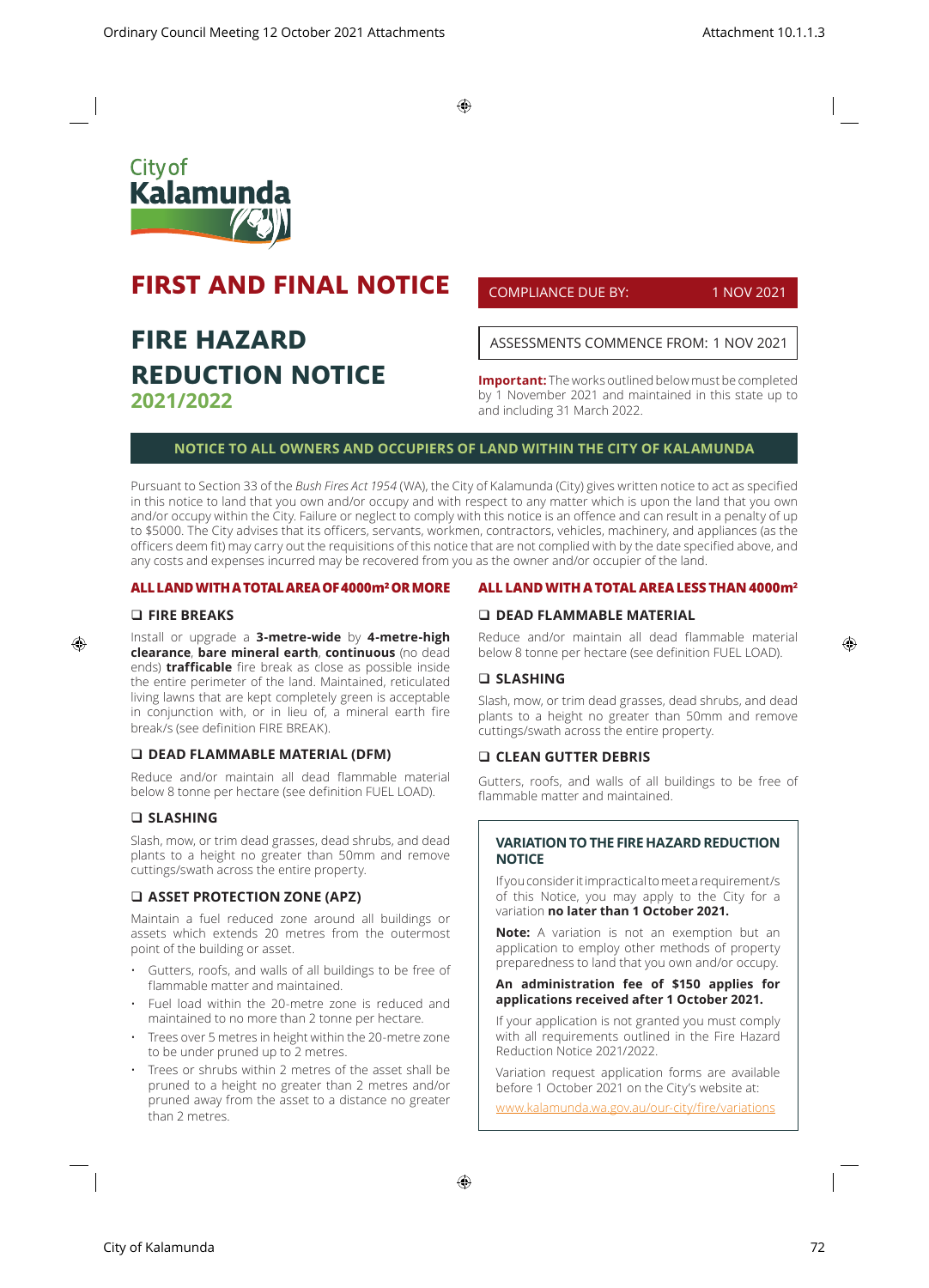City of
**Kalamunda**

# FIRST AND FINAL NOTICE

# FIRE HAZARD REDUCTION NOTICE 2021/2022

COMPLIANCE DUE BY: 1 NOV 2021

ASSESSMENTS COMMENCE FROM: 1 NOV 2021

**Important:** The works outlined below must be completed by 1 November 2021 and maintained in this state up to and including 31 March 2022.

## NOTICE TO ALL OWNERS AND OCCUPIERS OF LAND WITHIN THE CITY OF KALAMUNDA

Pursuant to Section 33 of the *Bush Fires Act 1954* (WA), the City of Kalamunda (City) gives written notice to act as specified in this notice to land that you own and/or occupy and with respect to any matter which is upon the land that you own and/or occupy within the City. Failure or neglect to comply with this notice is an offence and can result in a penalty of up to $5000. The City advises that its officers, servants, workmen, contractors, vehicles, machinery, and appliances (as the officers deem fit) may carry out the requisitions of this notice that are not complied with by the date specified above, and any costs and expenses incurred may be recovered from you as the owner and/or occupier of the land.

## ALL LAND WITH A TOTAL AREA OF 4000m² OR MORE

### ❑ FIRE BREAKS

Install or upgrade a **3-metre-wide** by **4-metre-high clearance**, **bare mineral earth**, **continuous** (no dead ends) **trafficable** fire break as close as possible inside the entire perimeter of the land. Maintained, reticulated living lawns that are kept completely green is acceptable in conjunction with, or in lieu of, a mineral earth fire break/s (see definition FIRE BREAK).

### ❑ DEAD FLAMMABLE MATERIAL (DFM)

Reduce and/or maintain all dead flammable material below 8 tonne per hectare (see definition FUEL LOAD).

### ❑ SLASHING

Slash, mow, or trim dead grasses, dead shrubs, and dead plants to a height no greater than 50mm and remove cuttings/swath across the entire property.

### ❑ ASSET PROTECTION ZONE (APZ)

Maintain a fuel reduced zone around all buildings or assets which extends 20 metres from the outermost point of the building or asset.

- Gutters, roofs, and walls of all buildings to be free of flammable matter and maintained.
- Fuel load within the 20-metre zone is reduced and maintained to no more than 2 tonne per hectare.
- Trees over 5 metres in height within the 20-metre zone to be under pruned up to 2 metres.
- Trees or shrubs within 2 metres of the asset shall be pruned to a height no greater than 2 metres and/or pruned away from the asset to a distance no greater than 2 metres.

## ALL LAND WITH A TOTAL AREA LESS THAN 4000m²

### ❑ DEAD FLAMMABLE MATERIAL

Reduce and/or maintain all dead flammable material below 8 tonne per hectare (see definition FUEL LOAD).

### ❑ SLASHING

Slash, mow, or trim dead grasses, dead shrubs, and dead plants to a height no greater than 50mm and remove cuttings/swath across the entire property.

### ❑ CLEAN GUTTER DEBRIS

Gutters, roofs, and walls of all buildings to be free of flammable matter and maintained.

### VARIATION TO THE FIRE HAZARD REDUCTION NOTICE

If you consider it impractical to meet a requirement/s of this Notice, you may apply to the City for a variation **no later than 1 October 2021.**

**Note:** A variation is not an exemption but an application to employ other methods of property preparedness to land that you own and/or occupy.

**An administration fee of $150 applies for applications received after 1 October 2021.**

If your application is not granted you must comply with all requirements outlined in the Fire Hazard Reduction Notice 2021/2022.

Variation request application forms are available before 1 October 2021 on the City's website at:
www.kalamunda.wa.gov.au/our-city/fire/variations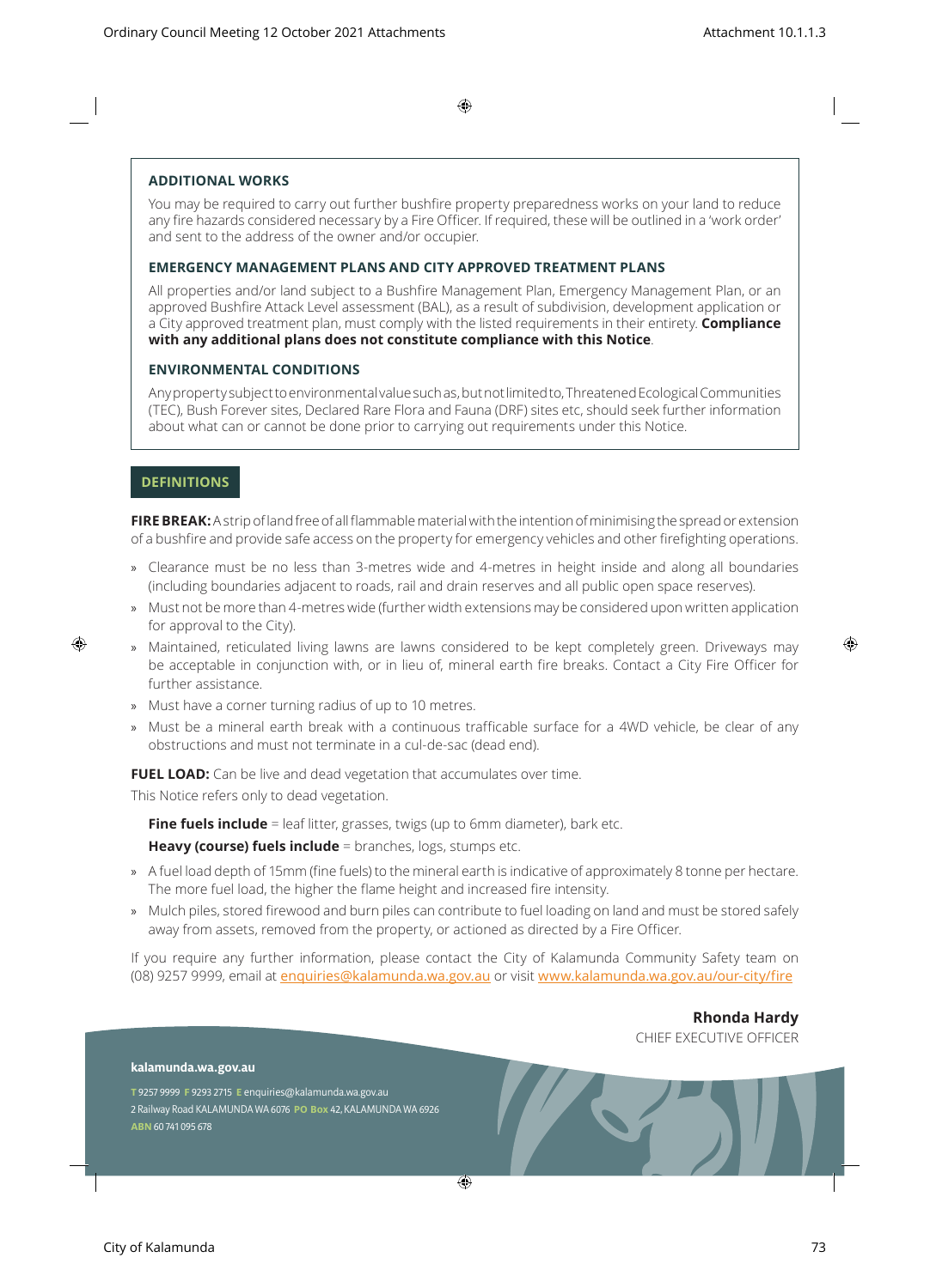### ADDITIONAL WORKS

You may be required to carry out further bushfire property preparedness works on your land to reduce any fire hazards considered necessary by a Fire Officer. If required, these will be outlined in a 'work order' and sent to the address of the owner and/or occupier.

### EMERGENCY MANAGEMENT PLANS AND CITY APPROVED TREATMENT PLANS

All properties and/or land subject to a Bushfire Management Plan, Emergency Management Plan, or an approved Bushfire Attack Level assessment (BAL), as a result of subdivision, development application or a City approved treatment plan, must comply with the listed requirements in their entirety. **Compliance with any additional plans does not constitute compliance with this Notice**.

### ENVIRONMENTAL CONDITIONS

Any property subject to environmental value such as, but not limited to, Threatened Ecological Communities (TEC), Bush Forever sites, Declared Rare Flora and Fauna (DRF) sites etc, should seek further information about what can or cannot be done prior to carrying out requirements under this Notice.

## DEFINITIONS

**FIRE BREAK:** A strip of land free of all flammable material with the intention of minimising the spread or extension of a bushfire and provide safe access on the property for emergency vehicles and other firefighting operations.

- Clearance must be no less than 3-metres wide and 4-metres in height inside and along all boundaries (including boundaries adjacent to roads, rail and drain reserves and all public open space reserves).
- Must not be more than 4-metres wide (further width extensions may be considered upon written application for approval to the City).
- Maintained, reticulated living lawns are lawns considered to be kept completely green. Driveways may be acceptable in conjunction with, or in lieu of, mineral earth fire breaks. Contact a City Fire Officer for further assistance.
- Must have a corner turning radius of up to 10 metres.
- Must be a mineral earth break with a continuous trafficable surface for a 4WD vehicle, be clear of any obstructions and must not terminate in a cul-de-sac (dead end).

**FUEL LOAD:** Can be live and dead vegetation that accumulates over time.

This Notice refers only to dead vegetation.

**Fine fuels include** = leaf litter, grasses, twigs (up to 6mm diameter), bark etc.

**Heavy (course) fuels include** = branches, logs, stumps etc.

- A fuel load depth of 15mm (fine fuels) to the mineral earth is indicative of approximately 8 tonne per hectare. The more fuel load, the higher the flame height and increased fire intensity.
- Mulch piles, stored firewood and burn piles can contribute to fuel loading on land and must be stored safely away from assets, removed from the property, or actioned as directed by a Fire Officer.

If you require any further information, please contact the City of Kalamunda Community Safety team on (08) 9257 9999, email at enquiries@kalamunda.wa.gov.au or visit www.kalamunda.wa.gov.au/our-city/fire

**Rhonda Hardy**
CHIEF EXECUTIVE OFFICER

**kalamunda.wa.gov.au**

**T** 9257 9999 **F** 9293 2715 **E** enquiries@kalamunda.wa.gov.au
2 Railway Road KALAMUNDA WA 6076 **PO Box** 42, KALAMUNDA WA 6926
**ABN** 60 741 095 678